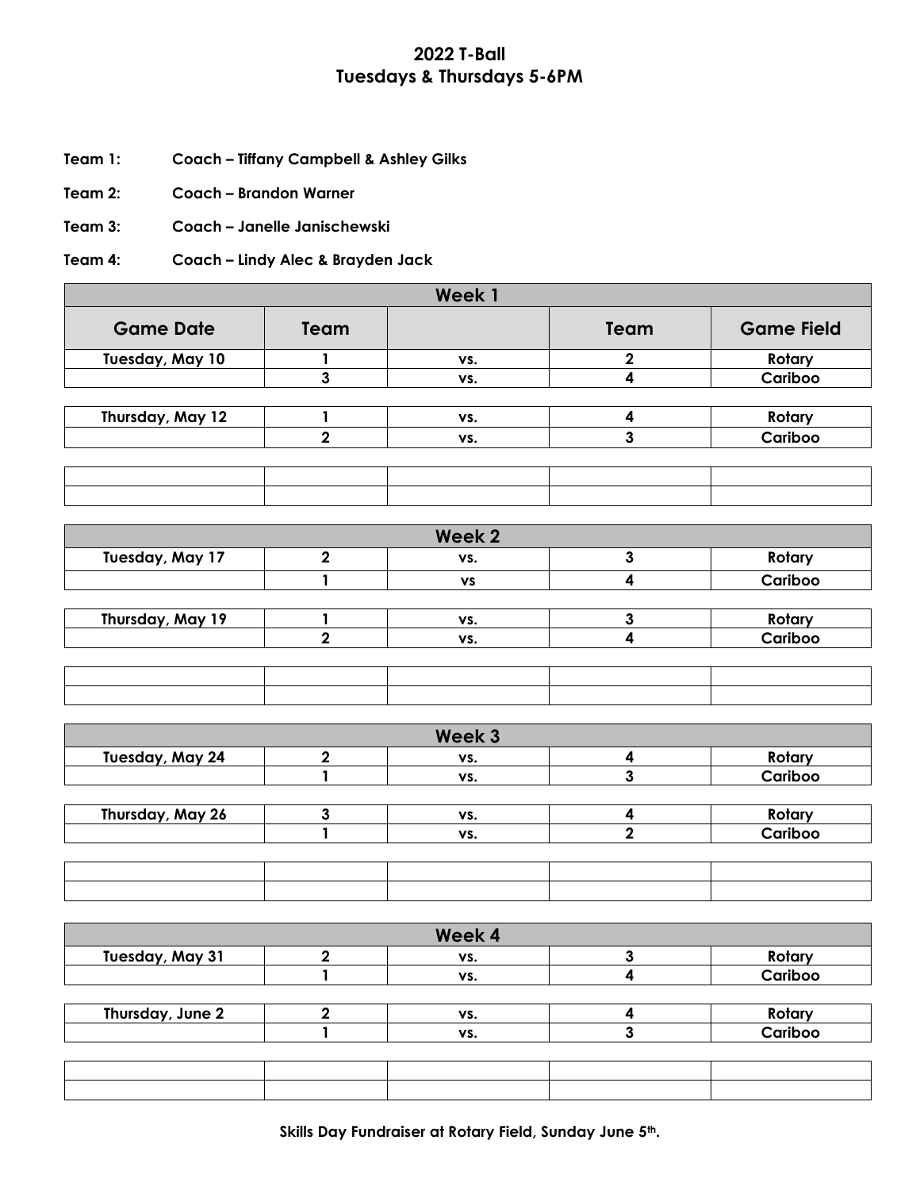# 2022 T-Ball
## Tuesdays & Thursdays 5-6PM

**Team 1:** **Coach – Tiffany Campbell & Ashley Gilks**

**Team 2:** **Coach – Brandon Warner**

**Team 3:** **Coach – Janelle Janischewski**

**Team 4:** **Coach – Lindy Alec & Brayden Jack**

### Week 1

| Game Date | Team | | Team | Game Field |
|---|---|---|---|---|
| Tuesday, May 10 | 1 | vs. | 2 | Rotary |
| | 3 | vs. | 4 | Cariboo |
| Thursday, May 12 | 1 | vs. | 4 | Rotary |
| | 2 | vs. | 3 | Cariboo |
| | | | | |
| | | | | |

### Week 2

| Game Date | Team | | Team | Game Field |
|---|---|---|---|---|
| Tuesday, May 17 | 2 | vs. | 3 | Rotary |
| | 1 | vs | 4 | Cariboo |
| Thursday, May 19 | 1 | vs. | 3 | Rotary |
| | 2 | vs. | 4 | Cariboo |
| | | | | |
| | | | | |

### Week 3

| Game Date | Team | | Team | Game Field |
|---|---|---|---|---|
| Tuesday, May 24 | 2 | vs. | 4 | Rotary |
| | 1 | vs. | 3 | Cariboo |
| Thursday, May 26 | 3 | vs. | 4 | Rotary |
| | 1 | vs. | 2 | Cariboo |
| | | | | |
| | | | | |

### Week 4

| Game Date | Team | | Team | Game Field |
|---|---|---|---|---|
| Tuesday, May 31 | 2 | vs. | 3 | Rotary |
| | 1 | vs. | 4 | Cariboo |
| Thursday, June 2 | 2 | vs. | 4 | Rotary |
| | 1 | vs. | 3 | Cariboo |
| | | | | |
| | | | | |

**Skills Day Fundraiser at Rotary Field, Sunday June 5th.**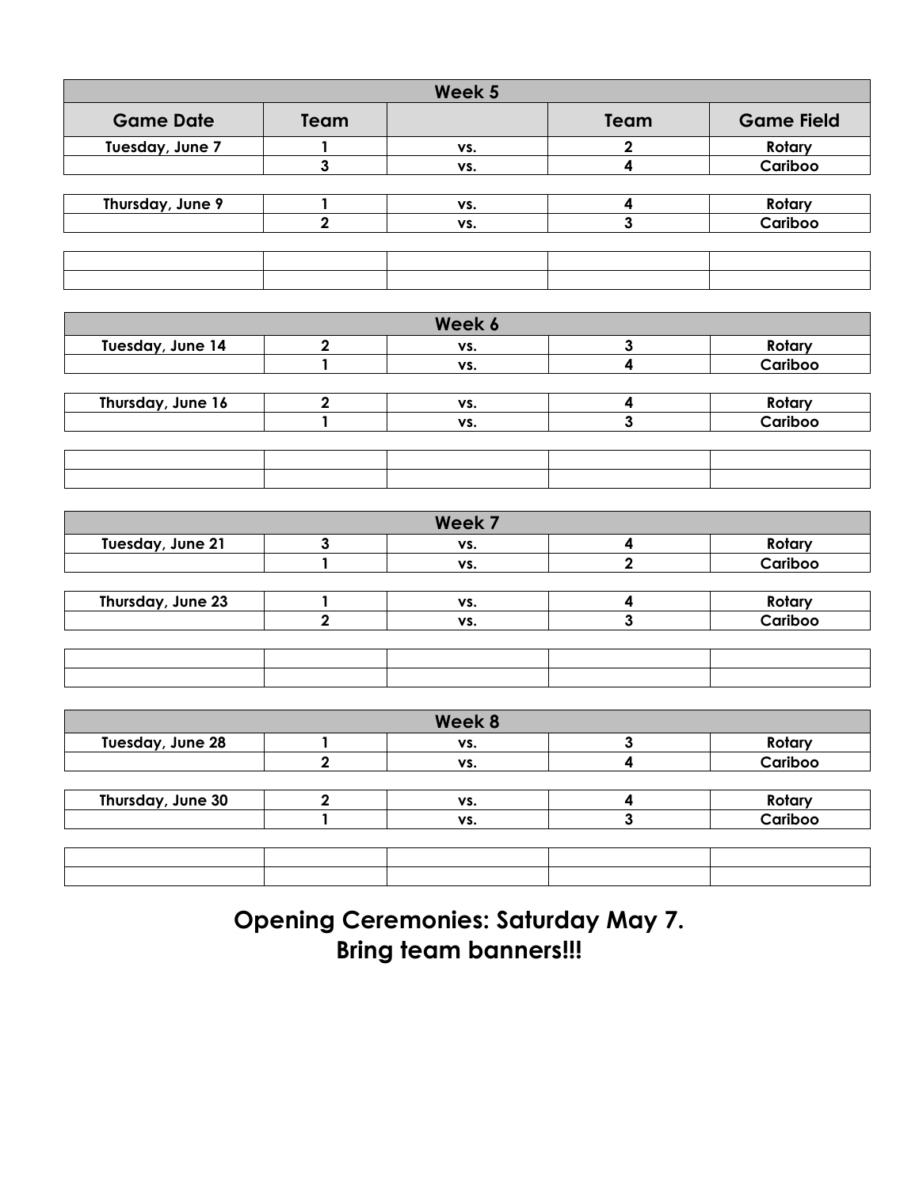| Week 5 | | | | |
| --- | --- | --- | --- | --- |
| **Game Date** | **Team** | | **Team** | **Game Field** |
| Tuesday, June 7 | 1 | vs. | 2 | Rotary |
| | 3 | vs. | 4 | Cariboo |
| | | | | |
| Thursday, June 9 | 1 | vs. | 4 | Rotary |
| | 2 | vs. | 3 | Cariboo |
| | | | | |
| | | | | |
| | | | | |

| Week 6 | | | | |
| --- | --- | --- | --- | --- |
| Tuesday, June 14 | 2 | vs. | 3 | Rotary |
| | 1 | vs. | 4 | Cariboo |
| | | | | |
| Thursday, June 16 | 2 | vs. | 4 | Rotary |
| | 1 | vs. | 3 | Cariboo |
| | | | | |
| | | | | |
| | | | | |

| Week 7 | | | | |
| --- | --- | --- | --- | --- |
| Tuesday, June 21 | 3 | vs. | 4 | Rotary |
| | 1 | vs. | 2 | Cariboo |
| | | | | |
| Thursday, June 23 | 1 | vs. | 4 | Rotary |
| | 2 | vs. | 3 | Cariboo |
| | | | | |
| | | | | |
| | | | | |

| Week 8 | | | | |
| --- | --- | --- | --- | --- |
| Tuesday, June 28 | 1 | vs. | 3 | Rotary |
| | 2 | vs. | 4 | Cariboo |
| | | | | |
| Thursday, June 30 | 2 | vs. | 4 | Rotary |
| | 1 | vs. | 3 | Cariboo |
| | | | | |
| | | | | |
| | | | | |

## Opening Ceremonies: Saturday May 7.
## Bring team banners!!!